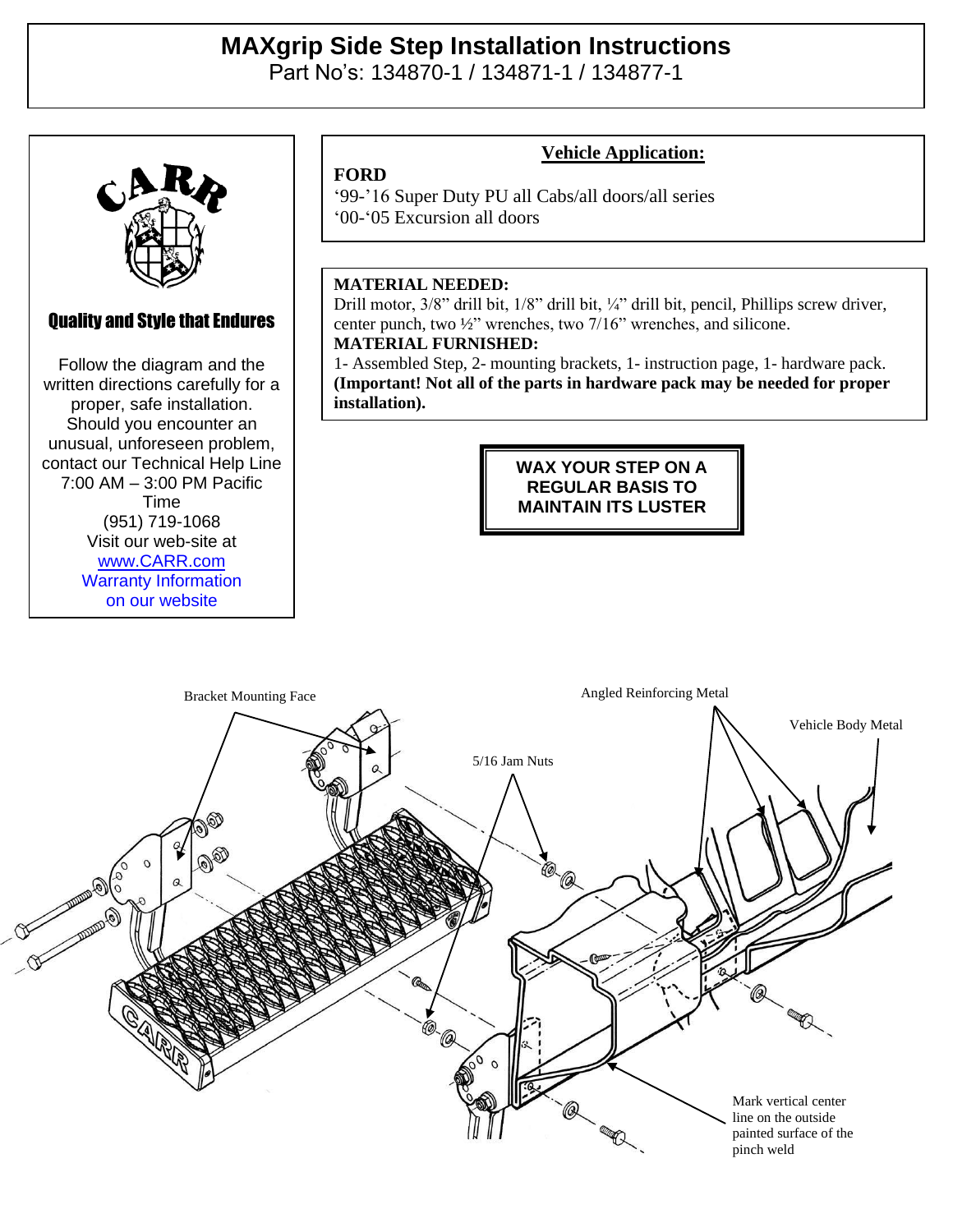# MAXgrip Side Step Installation Instructions

Part No's: 134870-1 / 134871-1 / 134877-1

CARR

**Quality and Style that Endures**

Follow the diagram and the written directions carefully for a proper, safe installation. Should you encounter an unusual, unforeseen problem, contact our Technical Help Line 7:00 AM – 3:00 PM Pacific Time (951) 719-1068 Visit our web-site at www.CARR.com Warranty Information on our website

## Vehicle Application:

**FORD**

'99-'16 Super Duty PU all Cabs/all doors/all series
'00-'05 Excursion all doors

**MATERIAL NEEDED:**
Drill motor, 3/8" drill bit, 1/8" drill bit, ¼" drill bit, pencil, Phillips screw driver, center punch, two ½" wrenches, two 7/16" wrenches, and silicone.
**MATERIAL FURNISHED:**
1- Assembled Step, 2- mounting brackets, 1- instruction page, 1- hardware pack.
**(Important! Not all of the parts in hardware pack may be needed for proper installation).**

**WAX YOUR STEP ON A REGULAR BASIS TO MAINTAIN ITS LUSTER**

Bracket Mounting Face

Angled Reinforcing Metal

Vehicle Body Metal

5/16 Jam Nuts

Mark vertical center line on the outside painted surface of the pinch weld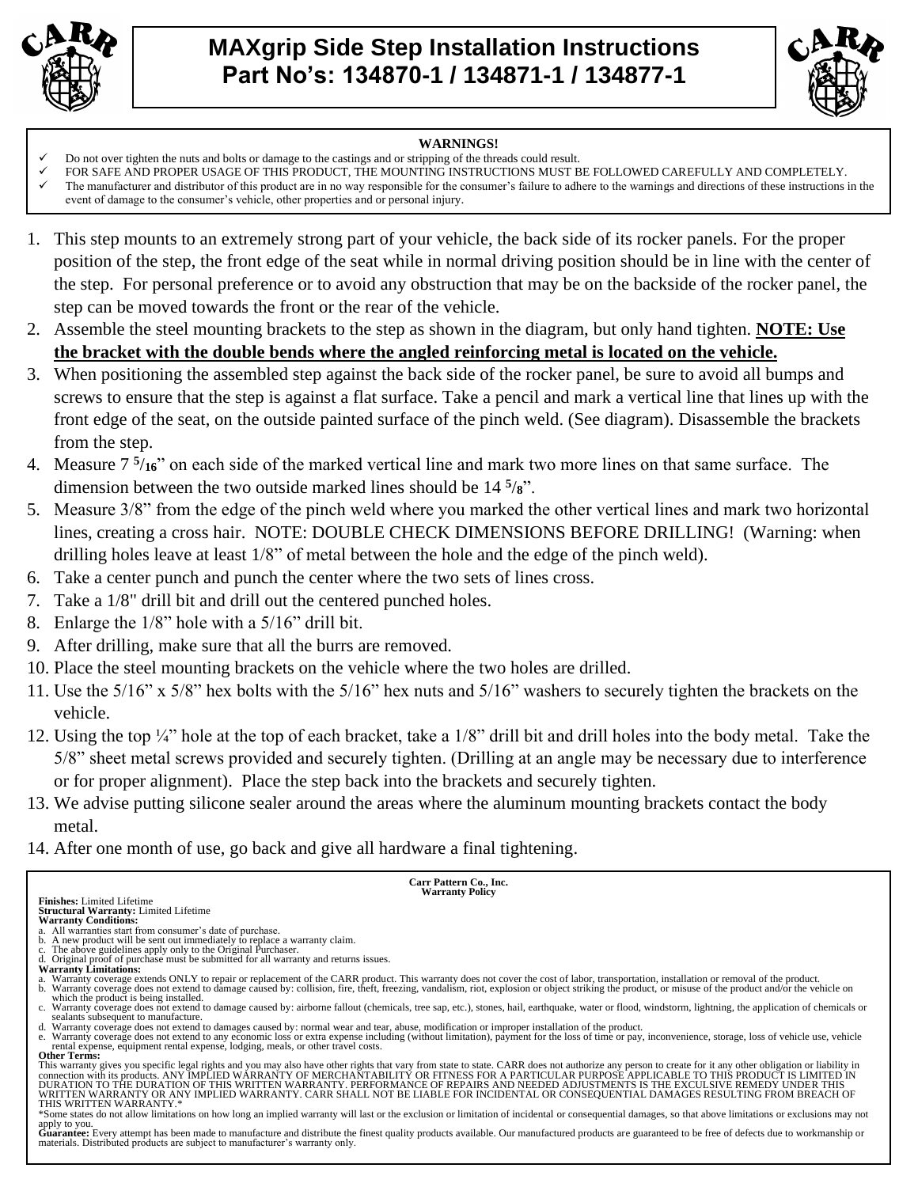# MAXgrip Side Step Installation Instructions
# Part No's: 134870-1 / 134871-1 / 134877-1

**WARNINGS!**

- ✓ Do not over tighten the nuts and bolts or damage to the castings and or stripping of the threads could result.
- ✓ FOR SAFE AND PROPER USAGE OF THIS PRODUCT, THE MOUNTING INSTRUCTIONS MUST BE FOLLOWED CAREFULLY AND COMPLETELY.
- ✓ The manufacturer and distributor of this product are in no way responsible for the consumer's failure to adhere to the warnings and directions of these instructions in the event of damage to the consumer's vehicle, other properties and or personal injury.

1. This step mounts to an extremely strong part of your vehicle, the back side of its rocker panels. For the proper position of the step, the front edge of the seat while in normal driving position should be in line with the center of the step. For personal preference or to avoid any obstruction that may be on the backside of the rocker panel, the step can be moved towards the front or the rear of the vehicle.
2. Assemble the steel mounting brackets to the step as shown in the diagram, but only hand tighten. **NOTE: Use the bracket with the double bends where the angled reinforcing metal is located on the vehicle.**
3. When positioning the assembled step against the back side of the rocker panel, be sure to avoid all bumps and screws to ensure that the step is against a flat surface. Take a pencil and mark a vertical line that lines up with the front edge of the seat, on the outside painted surface of the pinch weld. (See diagram). Disassemble the brackets from the step.
4. Measure 7 5/16" on each side of the marked vertical line and mark two more lines on that same surface. The dimension between the two outside marked lines should be 14 5/8".
5. Measure 3/8" from the edge of the pinch weld where you marked the other vertical lines and mark two horizontal lines, creating a cross hair. NOTE: DOUBLE CHECK DIMENSIONS BEFORE DRILLING! (Warning: when drilling holes leave at least 1/8" of metal between the hole and the edge of the pinch weld).
6. Take a center punch and punch the center where the two sets of lines cross.
7. Take a 1/8" drill bit and drill out the centered punched holes.
8. Enlarge the 1/8" hole with a 5/16" drill bit.
9. After drilling, make sure that all the burrs are removed.
10. Place the steel mounting brackets on the vehicle where the two holes are drilled.
11. Use the 5/16" x 5/8" hex bolts with the 5/16" hex nuts and 5/16" washers to securely tighten the brackets on the vehicle.
12. Using the top ¼" hole at the top of each bracket, take a 1/8" drill bit and drill holes into the body metal. Take the 5/8" sheet metal screws provided and securely tighten. (Drilling at an angle may be necessary due to interference or for proper alignment). Place the step back into the brackets and securely tighten.
13. We advise putting silicone sealer around the areas where the aluminum mounting brackets contact the body metal.
14. After one month of use, go back and give all hardware a final tightening.

**Carr Pattern Co., Inc.**
**Warranty Policy**

**Finishes:** Limited Lifetime
**Structural Warranty:** Limited Lifetime
**Warranty Conditions:**

a. All warranties start from consumer's date of purchase.
b. A new product will be sent out immediately to replace a warranty claim.
c. The above guidelines apply only to the Original Purchaser.
d. Original proof of purchase must be submitted for all warranty and returns issues.

**Warranty Limitations:**

a. Warranty coverage extends ONLY to repair or replacement of the CARR product. This warranty does not cover the cost of labor, transportation, installation or removal of the product.
b. Warranty coverage does not extend to damage caused by: collision, fire, theft, freezing, vandalism, riot, explosion or object striking the product, or misuse of the product and/or the vehicle on which the product is being installed.
c. Warranty coverage does not extend to damage caused by: airborne fallout (chemicals, tree sap, etc.), stones, hail, earthquake, water or flood, windstorm, lightning, the application of chemicals or sealants subsequent to manufacture.
d. Warranty coverage does not extend to damages caused by: normal wear and tear, abuse, modification or improper installation of the product.
e. Warranty coverage does not extend to any economic loss or extra expense including (without limitation), payment for the loss of time or pay, inconvenience, storage, loss of vehicle use, vehicle rental expense, equipment rental expense, lodging, meals, or other travel costs.

**Other Terms:**
This warranty gives you specific legal rights and you may also have other rights that vary from state to state. CARR does not authorize any person to create for it any other obligation or liability in connection with its products. ANY IMPLIED WARRANTY OF MERCHANTABILITY OR FITNESS FOR A PARTICULAR PURPOSE APPLICABLE TO THIS PRODUCT IS LIMITED IN DURATION TO THE DURATION OF THIS WRITTEN WARRANTY. PERFORMANCE OF REPAIRS AND NEEDED ADJUSTMENTS IS THE EXCULSIVE REMEDY UNDER THIS WRITTEN WARRANTY OR ANY IMPLIED WARRANTY. CARR SHALL NOT BE LIABLE FOR INCIDENTAL OR CONSEQUENTIAL DAMAGES RESULTING FROM BREACH OF THIS WRITTEN WARRANTY.*
*Some states do not allow limitations on how long an implied warranty will last or the exclusion or limitation of incidental or consequential damages, so that above limitations or exclusions may not apply to you.
**Guarantee:** Every attempt has been made to manufacture and distribute the finest quality products available. Our manufactured products are guaranteed to be free of defects due to workmanship or materials. Distributed products are subject to manufacturer's warranty only.